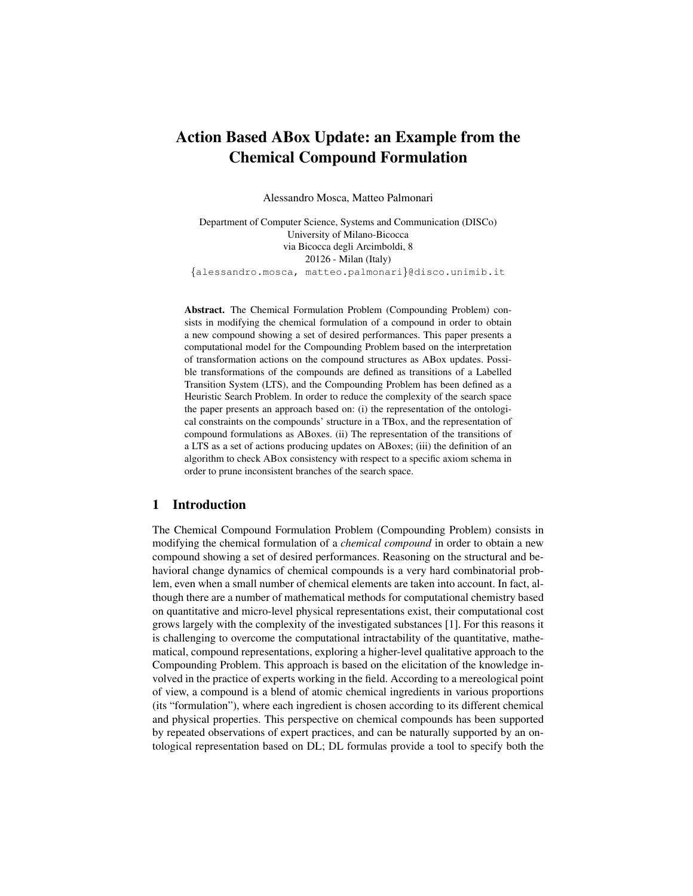# Action Based ABox Update: an Example from the Chemical Compound Formulation

Alessandro Mosca, Matteo Palmonari

Department of Computer Science, Systems and Communication (DISCo)
University of Milano-Bicocca
via Bicocca degli Arcimboldi, 8
20126 - Milan (Italy)
{alessandro.mosca, matteo.palmonari}@disco.unimib.it

**Abstract.** The Chemical Formulation Problem (Compounding Problem) consists in modifying the chemical formulation of a compound in order to obtain a new compound showing a set of desired performances. This paper presents a computational model for the Compounding Problem based on the interpretation of transformation actions on the compound structures as ABox updates. Possible transformations of the compounds are defined as transitions of a Labelled Transition System (LTS), and the Compounding Problem has been defined as a Heuristic Search Problem. In order to reduce the complexity of the search space the paper presents an approach based on: (i) the representation of the ontological constraints on the compounds' structure in a TBox, and the representation of compound formulations as ABoxes. (ii) The representation of the transitions of a LTS as a set of actions producing updates on ABoxes; (iii) the definition of an algorithm to check ABox consistency with respect to a specific axiom schema in order to prune inconsistent branches of the search space.

## 1 Introduction

The Chemical Compound Formulation Problem (Compounding Problem) consists in modifying the chemical formulation of a *chemical compound* in order to obtain a new compound showing a set of desired performances. Reasoning on the structural and behavioral change dynamics of chemical compounds is a very hard combinatorial problem, even when a small number of chemical elements are taken into account. In fact, although there are a number of mathematical methods for computational chemistry based on quantitative and micro-level physical representations exist, their computational cost grows largely with the complexity of the investigated substances [1]. For this reasons it is challenging to overcome the computational intractability of the quantitative, mathematical, compound representations, exploring a higher-level qualitative approach to the Compounding Problem. This approach is based on the elicitation of the knowledge involved in the practice of experts working in the field. According to a mereological point of view, a compound is a blend of atomic chemical ingredients in various proportions (its "formulation"), where each ingredient is chosen according to its different chemical and physical properties. This perspective on chemical compounds has been supported by repeated observations of expert practices, and can be naturally supported by an ontological representation based on DL; DL formulas provide a tool to specify both the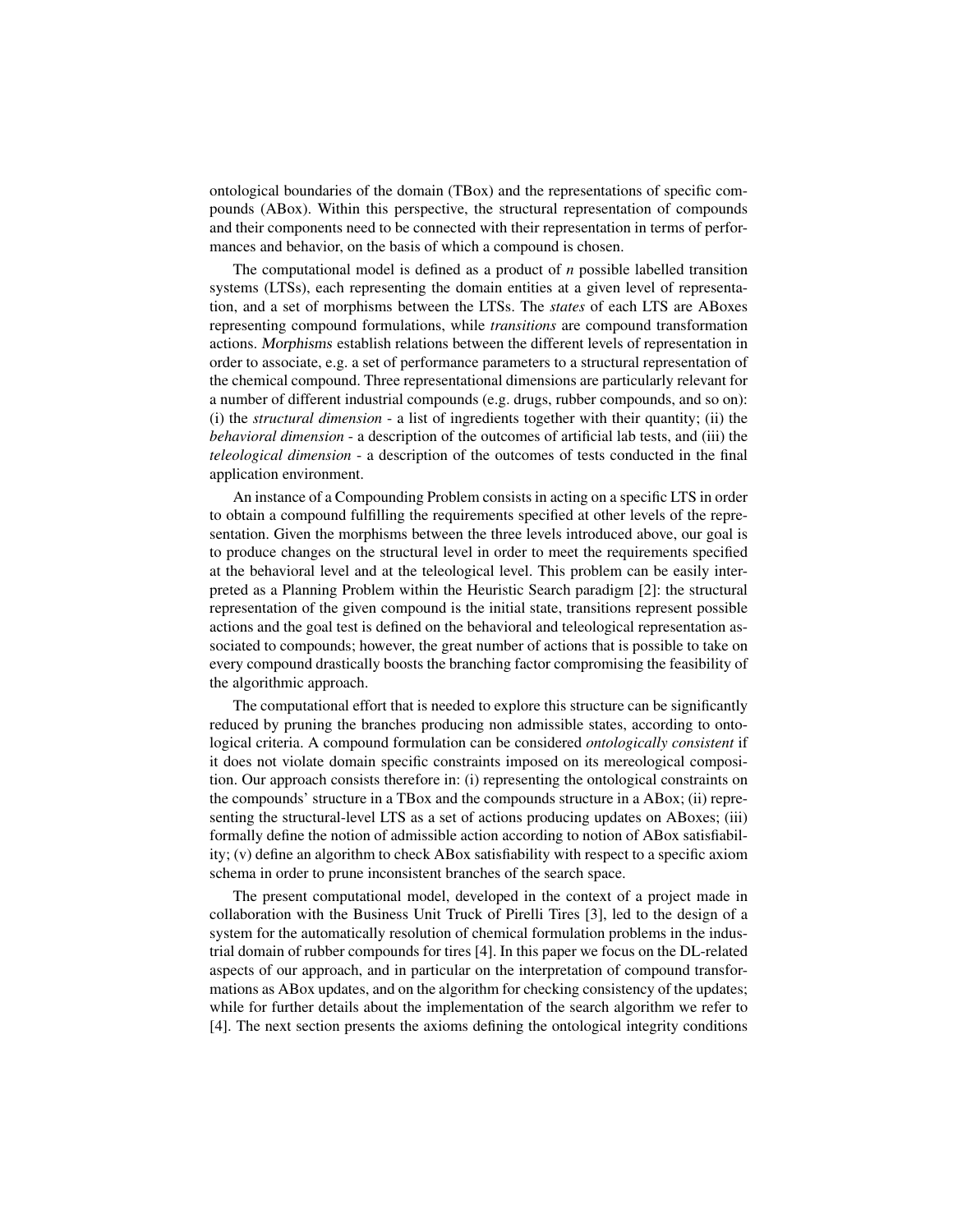ontological boundaries of the domain (TBox) and the representations of specific compounds (ABox). Within this perspective, the structural representation of compounds and their components need to be connected with their representation in terms of performances and behavior, on the basis of which a compound is chosen.

The computational model is defined as a product of *n* possible labelled transition systems (LTSs), each representing the domain entities at a given level of representation, and a set of morphisms between the LTSs. The *states* of each LTS are ABoxes representing compound formulations, while *transitions* are compound transformation actions. Morphisms establish relations between the different levels of representation in order to associate, e.g. a set of performance parameters to a structural representation of the chemical compound. Three representational dimensions are particularly relevant for a number of different industrial compounds (e.g. drugs, rubber compounds, and so on): (i) the *structural dimension* - a list of ingredients together with their quantity; (ii) the *behavioral dimension* - a description of the outcomes of artificial lab tests, and (iii) the *teleological dimension* - a description of the outcomes of tests conducted in the final application environment.

An instance of a Compounding Problem consists in acting on a specific LTS in order to obtain a compound fulfilling the requirements specified at other levels of the representation. Given the morphisms between the three levels introduced above, our goal is to produce changes on the structural level in order to meet the requirements specified at the behavioral level and at the teleological level. This problem can be easily interpreted as a Planning Problem within the Heuristic Search paradigm [2]: the structural representation of the given compound is the initial state, transitions represent possible actions and the goal test is defined on the behavioral and teleological representation associated to compounds; however, the great number of actions that is possible to take on every compound drastically boosts the branching factor compromising the feasibility of the algorithmic approach.

The computational effort that is needed to explore this structure can be significantly reduced by pruning the branches producing non admissible states, according to ontological criteria. A compound formulation can be considered *ontologically consistent* if it does not violate domain specific constraints imposed on its mereological composition. Our approach consists therefore in: (i) representing the ontological constraints on the compounds' structure in a TBox and the compounds structure in a ABox; (ii) representing the structural-level LTS as a set of actions producing updates on ABoxes; (iii) formally define the notion of admissible action according to notion of ABox satisfiability; (v) define an algorithm to check ABox satisfiability with respect to a specific axiom schema in order to prune inconsistent branches of the search space.

The present computational model, developed in the context of a project made in collaboration with the Business Unit Truck of Pirelli Tires [3], led to the design of a system for the automatically resolution of chemical formulation problems in the industrial domain of rubber compounds for tires [4]. In this paper we focus on the DL-related aspects of our approach, and in particular on the interpretation of compound transformations as ABox updates, and on the algorithm for checking consistency of the updates; while for further details about the implementation of the search algorithm we refer to [4]. The next section presents the axioms defining the ontological integrity conditions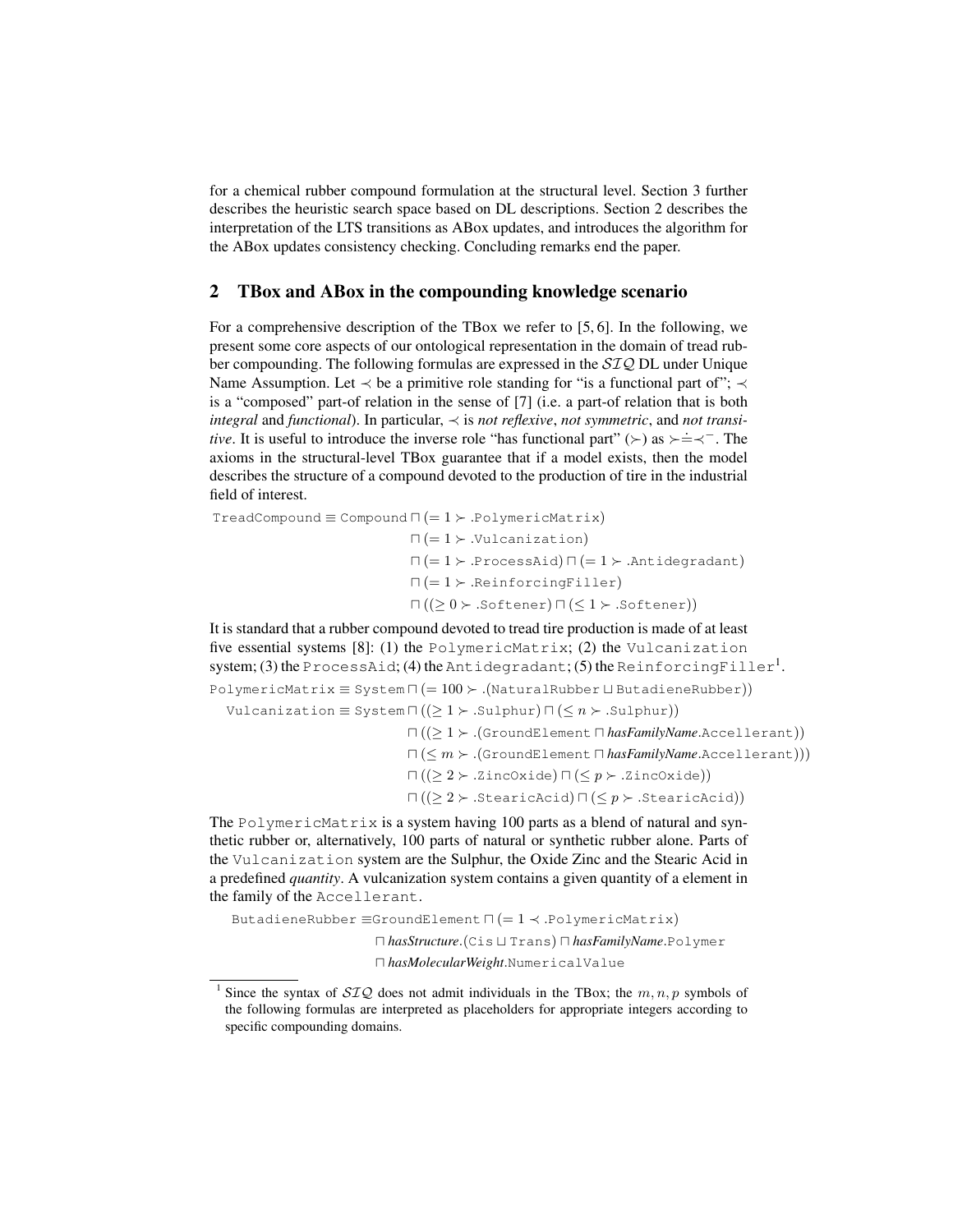for a chemical rubber compound formulation at the structural level. Section 3 further describes the heuristic search space based on DL descriptions. Section 2 describes the interpretation of the LTS transitions as ABox updates, and introduces the algorithm for the ABox updates consistency checking. Concluding remarks end the paper.

## 2 TBox and ABox in the compounding knowledge scenario

For a comprehensive description of the TBox we refer to [5, 6]. In the following, we present some core aspects of our ontological representation in the domain of tread rubber compounding. The following formulas are expressed in the $\mathcal{SIQ}$ DL under Unique Name Assumption. Let $\prec$ be a primitive role standing for "is a functional part of"; $\prec$ is a "composed" part-of relation in the sense of [7] (i.e. a part-of relation that is both *integral* and *functional*). In particular, $\prec$ is *not reflexive*, *not symmetric*, and *not transitive*. It is useful to introduce the inverse role "has functional part" ($\succ$) as $\succ \doteq \prec^{-}$. The axioms in the structural-level TBox guarantee that if a model exists, then the model describes the structure of a compound devoted to the production of tire in the industrial field of interest.

$$
\begin{aligned}
\texttt{TreadCompound} \equiv \texttt{Compound} &\sqcap (= 1 \succ .\texttt{PolymericMatrix}) \\
&\sqcap (= 1 \succ .\texttt{Vulcanization}) \\
&\sqcap (= 1 \succ .\texttt{ProcessAid}) \sqcap (= 1 \succ .\texttt{Antidegradant}) \\
&\sqcap (= 1 \succ .\texttt{ReinforcingFiller}) \\
&\sqcap ((\geq 0 \succ .\texttt{Softener}) \sqcap (\leq 1 \succ .\texttt{Softener}))
\end{aligned}
$$

It is standard that a rubber compound devoted to tread tire production is made of at least five essential systems [8]: (1) the `PolymericMatrix`; (2) the `Vulcanization` system; (3) the `ProcessAid`; (4) the `Antidegradant`; (5) the `ReinforcingFiller`[1].

$$
\texttt{PolymericMatrix} \equiv \texttt{System} \sqcap (= 100 \succ .(\texttt{NaturalRubber} \sqcup \texttt{ButadieneRubber}))
$$

$$
\begin{aligned}
\texttt{Vulcanization} \equiv \texttt{System} &\sqcap ((\geq 1 \succ .\texttt{Sulphur}) \sqcap (\leq n \succ .\texttt{Sulphur})) \\
&\sqcap ((\geq 1 \succ .(\texttt{GroundElement} \sqcap \textit{hasFamilyName}.\texttt{Accellerant})) \\
&\sqcap (\leq m \succ .(\texttt{GroundElement} \sqcap \textit{hasFamilyName}.\texttt{Accellerant}))) \\
&\sqcap ((\geq 2 \succ .\texttt{ZincOxide}) \sqcap (\leq p \succ .\texttt{ZincOxide})) \\
&\sqcap ((\geq 2 \succ .\texttt{StearicAcid}) \sqcap (\leq p \succ .\texttt{StearicAcid}))
\end{aligned}
$$

The `PolymericMatrix` is a system having 100 parts as a blend of natural and synthetic rubber or, alternatively, 100 parts of natural or synthetic rubber alone. Parts of the `Vulcanization` system are the Sulphur, the Oxide Zinc and the Stearic Acid in a predefined *quantity*. A vulcanization system contains a given quantity of a element in the family of the `Accellerant`.

$$
\begin{aligned}
\texttt{ButadieneRubber} \equiv \texttt{GroundElement} &\sqcap (= 1 \prec .\texttt{PolymericMatrix}) \\
&\sqcap \textit{hasStructure}.(\texttt{Cis} \sqcup \texttt{Trans}) \sqcap \textit{hasFamilyName}.\texttt{Polymer} \\
&\sqcap \textit{hasMolecularWeight}.\texttt{NumericalValue}
\end{aligned}
$$

---

[1] Since the syntax of $\mathcal{SIQ}$ does not admit individuals in the TBox; the $m, n, p$ symbols of the following formulas are interpreted as placeholders for appropriate integers according to specific compounding domains.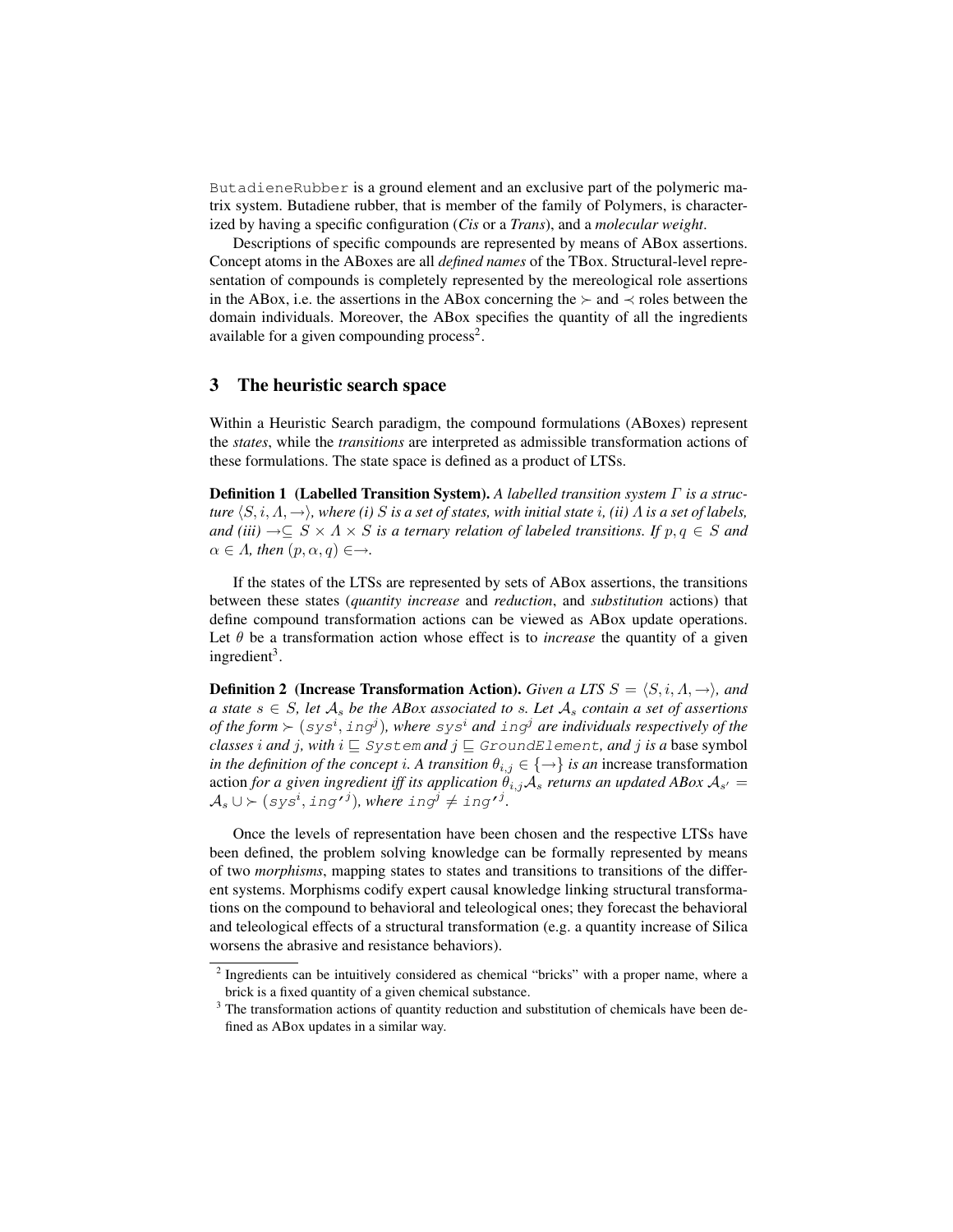`ButadieneRubber` is a ground element and an exclusive part of the polymeric matrix system. Butadiene rubber, that is member of the family of Polymers, is characterized by having a specific configuration (*Cis* or a *Trans*), and a *molecular weight*.

Descriptions of specific compounds are represented by means of ABox assertions. Concept atoms in the ABoxes are all *defined names* of the TBox. Structural-level representation of compounds is completely represented by the mereological role assertions in the ABox, i.e. the assertions in the ABox concerning the $\succ$ and $\prec$ roles between the domain individuals. Moreover, the ABox specifies the quantity of all the ingredients available for a given compounding process[2].

## 3 The heuristic search space

Within a Heuristic Search paradigm, the compound formulations (ABoxes) represent the *states*, while the *transitions* are interpreted as admissible transformation actions of these formulations. The state space is defined as a product of LTSs.

**Definition 1 (Labelled Transition System).** *A labelled transition system $\Gamma$ is a structure $\langle S, i, \Lambda, \rightarrow \rangle$, where (i) $S$ is a set of states, with initial state $i$, (ii) $\Lambda$ is a set of labels, and (iii) $\rightarrow \subseteq S \times \Lambda \times S$ is a ternary relation of labeled transitions. If $p, q \in S$ and $\alpha \in \Lambda$, then $(p, \alpha, q) \in \rightarrow$.*

If the states of the LTSs are represented by sets of ABox assertions, the transitions between these states (*quantity increase* and *reduction*, and *substitution* actions) that define compound transformation actions can be viewed as ABox update operations. Let $\theta$ be a transformation action whose effect is to *increase* the quantity of a given ingredient[3].

**Definition 2 (Increase Transformation Action).** *Given a LTS $S = \langle S, i, \Lambda, \rightarrow \rangle$, and a state $s \in S$, let $\mathcal{A}_s$ be the ABox associated to $s$. Let $\mathcal{A}_s$ contain a set of assertions of the form $\succ(\mathtt{sys}^i, \mathtt{ing}^j)$, where $\mathtt{sys}^i$ and $\mathtt{ing}^j$ are individuals respectively of the classes $i$ and $j$, with $i \sqsubseteq \mathtt{System}$ and $j \sqsubseteq \mathtt{GroundElement}$, and $j$ is a* base symbol *in the definition of the concept $i$. A transition $\theta_{i,j} \in \{\rightarrow\}$ is an* increase transformation action *for a given ingredient iff its application $\theta_{i,j}\mathcal{A}_s$ returns an updated ABox $\mathcal{A}_{s'} = \mathcal{A}_s \cup \succ(\mathtt{sys}^i, \mathtt{ing'}^j)$, where $\mathtt{ing}^j \neq \mathtt{ing'}^j$.*

Once the levels of representation have been chosen and the respective LTSs have been defined, the problem solving knowledge can be formally represented by means of two *morphisms*, mapping states to states and transitions to transitions of the different systems. Morphisms codify expert causal knowledge linking structural transformations on the compound to behavioral and teleological ones; they forecast the behavioral and teleological effects of a structural transformation (e.g. a quantity increase of Silica worsens the abrasive and resistance behaviors).

---

[2] Ingredients can be intuitively considered as chemical "bricks" with a proper name, where a brick is a fixed quantity of a given chemical substance.

[3] The transformation actions of quantity reduction and substitution of chemicals have been defined as ABox updates in a similar way.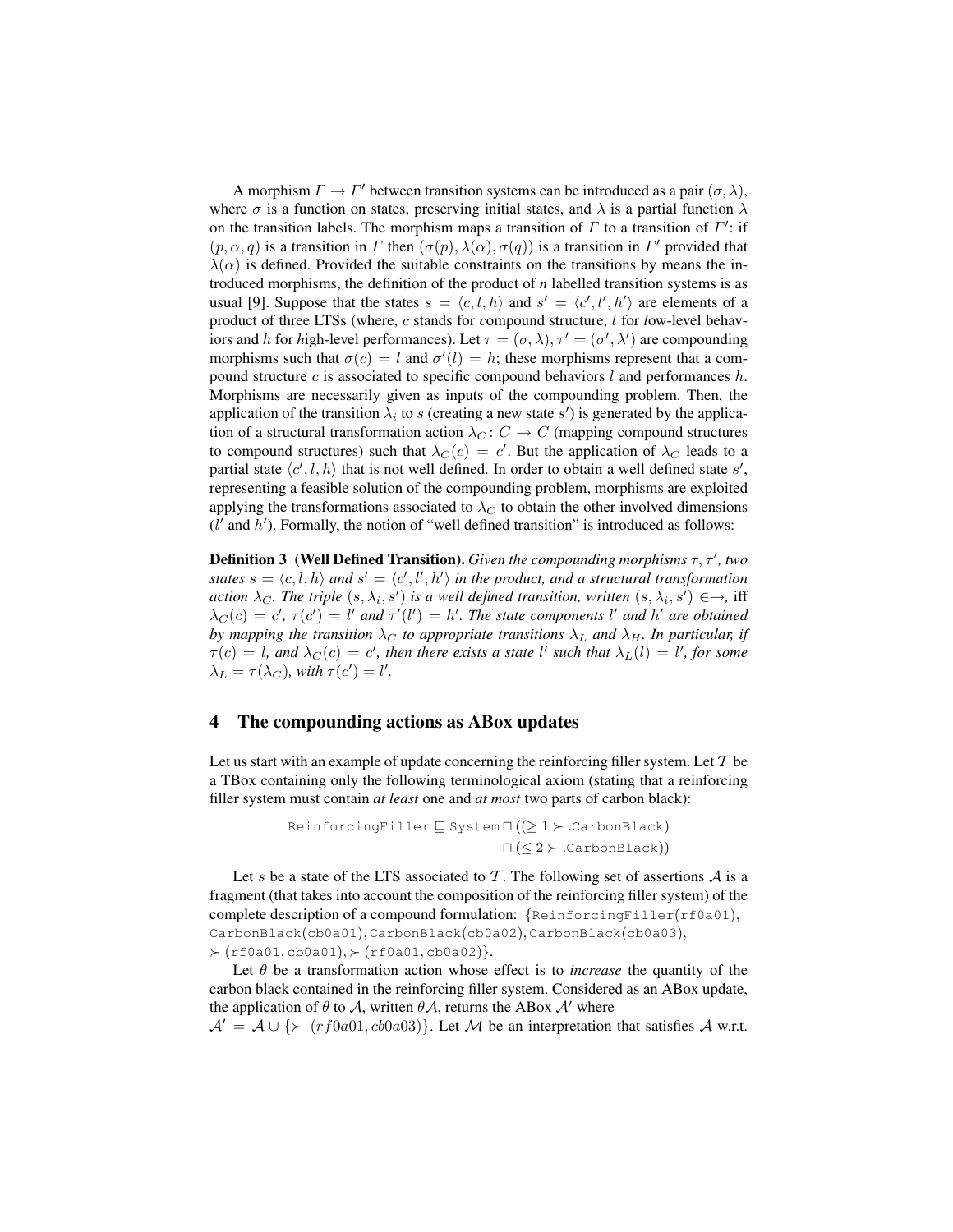A morphism $\Gamma \rightarrow \Gamma'$ between transition systems can be introduced as a pair $(\sigma, \lambda)$, where $\sigma$ is a function on states, preserving initial states, and $\lambda$ is a partial function $\lambda$ on the transition labels. The morphism maps a transition of $\Gamma$ to a transition of $\Gamma'$: if $(p, \alpha, q)$ is a transition in $\Gamma$ then $(\sigma(p), \lambda(\alpha), \sigma(q))$ is a transition in $\Gamma'$ provided that $\lambda(\alpha)$ is defined. Provided the suitable constraints on the transitions by means the introduced morphisms, the definition of the product of *n* labelled transition systems is as usual [9]. Suppose that the states $s = \langle c, l, h \rangle$ and $s' = \langle c', l', h' \rangle$ are elements of a product of three LTSs (where, $c$ stands for *c*ompound structure, $l$ for *l*ow-level behaviors and $h$ for *h*igh-level performances). Let $\tau = (\sigma, \lambda), \tau' = (\sigma', \lambda')$ are compounding morphisms such that $\sigma(c) = l$ and $\sigma'(l) = h$; these morphisms represent that a compound structure $c$ is associated to specific compound behaviors $l$ and performances $h$. Morphisms are necessarily given as inputs of the compounding problem. Then, the application of the transition $\lambda_i$ to $s$ (creating a new state $s'$) is generated by the application of a structural transformation action $\lambda_C \colon C \rightarrow C$ (mapping compound structures to compound structures) such that $\lambda_C(c) = c'$. But the application of $\lambda_C$ leads to a partial state $\langle c', l, h \rangle$ that is not well defined. In order to obtain a well defined state $s'$, representing a feasible solution of the compounding problem, morphisms are exploited applying the transformations associated to $\lambda_C$ to obtain the other involved dimensions ($l'$ and $h'$). Formally, the notion of "well defined transition" is introduced as follows:

**Definition 3 (Well Defined Transition).** *Given the compounding morphisms $\tau, \tau'$, two states $s = \langle c, l, h \rangle$ and $s' = \langle c', l', h' \rangle$ in the product, and a structural transformation action $\lambda_C$. The triple $(s, \lambda_i, s')$ is a well defined transition, written $(s, \lambda_i, s') \in \rightarrow$, iff $\lambda_C(c) = c'$, $\tau(c') = l'$ and $\tau'(l') = h'$. The state components $l'$ and $h'$ are obtained by mapping the transition $\lambda_C$ to appropriate transitions $\lambda_L$ and $\lambda_H$. In particular, if $\tau(c) = l$, and $\lambda_C(c) = c'$, then there exists a state $l'$ such that $\lambda_L(l) = l'$, for some $\lambda_L = \tau(\lambda_C)$, with $\tau(c') = l'$.*

## 4 The compounding actions as ABox updates

Let us start with an example of update concerning the reinforcing filler system. Let $\mathcal{T}$ be a TBox containing only the following terminological axiom (stating that a reinforcing filler system must contain *at least* one and *at most* two parts of carbon black):

$$\texttt{ReinforcingFiller} \sqsubseteq \texttt{System} \sqcap ((\geq 1 \succ .\texttt{CarbonBlack}) \sqcap (\leq 2 \succ .\texttt{CarbonBlack}))$$

Let $s$ be a state of the LTS associated to $\mathcal{T}$. The following set of assertions $\mathcal{A}$ is a fragment (that takes into account the composition of the reinforcing filler system) of the complete description of a compound formulation: $\{\texttt{ReinforcingFiller(rf0a01)}, \texttt{CarbonBlack(cb0a01)}, \texttt{CarbonBlack(cb0a02)}, \texttt{CarbonBlack(cb0a03)}, \succ (\texttt{rf0a01}, \texttt{cb0a01}), \succ (\texttt{rf0a01}, \texttt{cb0a02})\}$.

Let $\theta$ be a transformation action whose effect is to *increase* the quantity of the carbon black contained in the reinforcing filler system. Considered as an ABox update, the application of $\theta$ to $\mathcal{A}$, written $\theta\mathcal{A}$, returns the ABox $\mathcal{A}'$ where $\mathcal{A}' = \mathcal{A} \cup \{\succ (rf0a01, cb0a03)\}$. Let $\mathcal{M}$ be an interpretation that satisfies $\mathcal{A}$ w.r.t.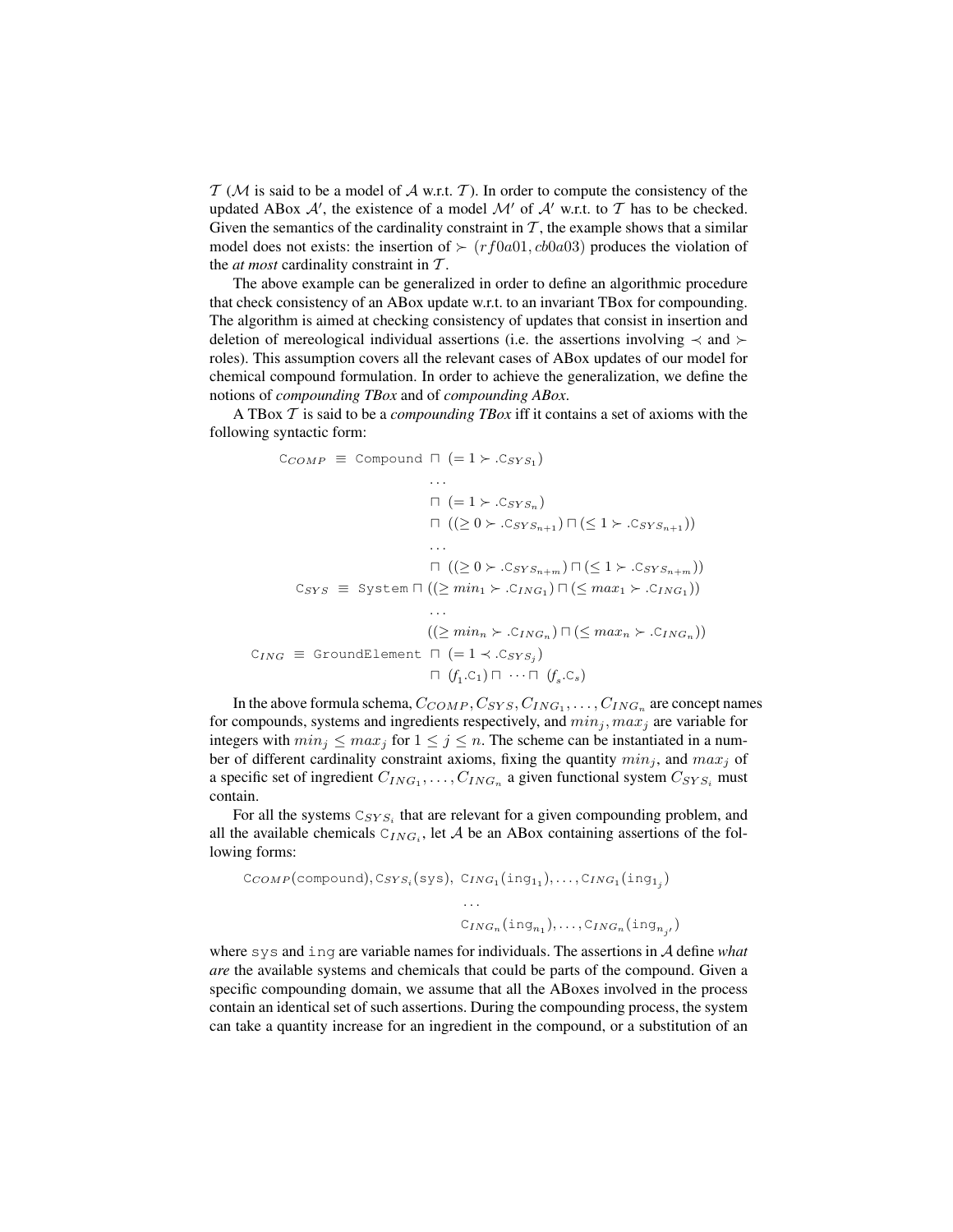$\mathcal{T}$ ($\mathcal{M}$ is said to be a model of $\mathcal{A}$ w.r.t. $\mathcal{T}$). In order to compute the consistency of the updated ABox $\mathcal{A}'$, the existence of a model $\mathcal{M}'$ of $\mathcal{A}'$ w.r.t. to $\mathcal{T}$ has to be checked. Given the semantics of the cardinality constraint in $\mathcal{T}$, the example shows that a similar model does not exists: the insertion of $\succ (rf0a01, cb0a03)$ produces the violation of the *at most* cardinality constraint in $\mathcal{T}$.

The above example can be generalized in order to define an algorithmic procedure that check consistency of an ABox update w.r.t. to an invariant TBox for compounding. The algorithm is aimed at checking consistency of updates that consist in insertion and deletion of mereological individual assertions (i.e. the assertions involving $\prec$ and $\succ$ roles). This assumption covers all the relevant cases of ABox updates of our model for chemical compound formulation. In order to achieve the generalization, we define the notions of *compounding TBox* and of *compounding ABox*.

A TBox $\mathcal{T}$ is said to be a *compounding TBox* iff it contains a set of axioms with the following syntactic form:

$$
\begin{aligned}
\mathtt{C}_{COMP} \equiv \mathtt{Compound} \; & \sqcap \; (= 1 \succ .\mathtt{C}_{SYS_1}) \\
& \ldots \\
& \sqcap \; (= 1 \succ .\mathtt{C}_{SYS_n}) \\
& \sqcap \; ((\geq 0 \succ .\mathtt{C}_{SYS_{n+1}}) \sqcap (\leq 1 \succ .\mathtt{C}_{SYS_{n+1}})) \\
& \ldots \\
& \sqcap \; ((\geq 0 \succ .\mathtt{C}_{SYS_{n+m}}) \sqcap (\leq 1 \succ .\mathtt{C}_{SYS_{n+m}})) \\
\mathtt{C}_{SYS} \equiv \mathtt{System} \; & \sqcap ((\geq min_1 \succ .\mathtt{C}_{ING_1}) \sqcap (\leq max_1 \succ .\mathtt{C}_{ING_1})) \\
& \ldots \\
& ((\geq min_n \succ .\mathtt{C}_{ING_n}) \sqcap (\leq max_n \succ .\mathtt{C}_{ING_n})) \\
\mathtt{C}_{ING} \equiv \mathtt{GroundElement} \; & \sqcap \; (= 1 \prec .\mathtt{C}_{SYS_j}) \\
& \sqcap \; (f_1.\mathtt{C}_1) \sqcap \cdots \sqcap \; (f_s.\mathtt{C}_s)
\end{aligned}
$$

In the above formula schema, $C_{COMP}, C_{SYS}, C_{ING_1}, \ldots, C_{ING_n}$ are concept names for compounds, systems and ingredients respectively, and $min_j, max_j$ are variable for integers with $min_j \leq max_j$ for $1 \leq j \leq n$. The scheme can be instantiated in a number of different cardinality constraint axioms, fixing the quantity $min_j$, and $max_j$ of a specific set of ingredient $C_{ING_1}, \ldots, C_{ING_n}$ a given functional system $C_{SYS_i}$ must contain.

For all the systems $\mathtt{C}_{SYS_i}$ that are relevant for a given compounding problem, and all the available chemicals $\mathtt{C}_{ING_i}$, let $\mathcal{A}$ be an ABox containing assertions of the following forms:

$$
\begin{aligned}
\mathtt{C}_{COMP}(\mathtt{compound}), \mathtt{C}_{SYS_i}(\mathtt{sys}),\; & \mathtt{C}_{ING_1}(\mathtt{ing}_{1_1}), \ldots, \mathtt{C}_{ING_1}(\mathtt{ing}_{1_j}) \\
& \ldots \\
& \mathtt{C}_{ING_n}(\mathtt{ing}_{n_1}), \ldots, \mathtt{C}_{ING_n}(\mathtt{ing}_{n_{j'}})
\end{aligned}
$$

where `sys` and `ing` are variable names for individuals. The assertions in $\mathcal{A}$ define *what are* the available systems and chemicals that could be parts of the compound. Given a specific compounding domain, we assume that all the ABoxes involved in the process contain an identical set of such assertions. During the compounding process, the system can take a quantity increase for an ingredient in the compound, or a substitution of an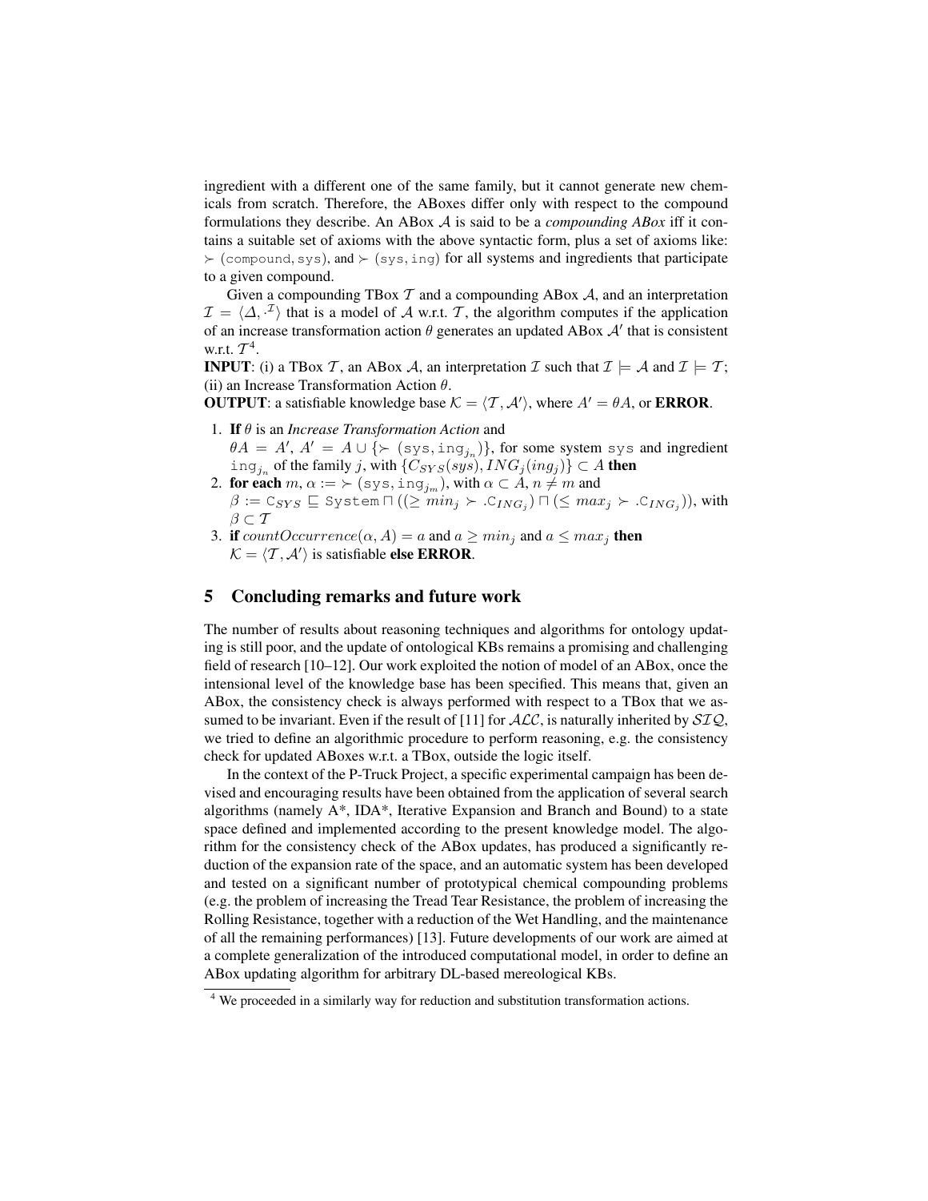ingredient with a different one of the same family, but it cannot generate new chemicals from scratch. Therefore, the ABoxes differ only with respect to the compound formulations they describe. An ABox $\mathcal{A}$ is said to be a *compounding ABox* iff it contains a suitable set of axioms with the above syntactic form, plus a set of axioms like: $\succ$ (compound, sys), and $\succ$ (sys, ing) for all systems and ingredients that participate to a given compound.

Given a compounding TBox $\mathcal{T}$ and a compounding ABox $\mathcal{A}$, and an interpretation $\mathcal{I} = \langle \Delta, \cdot^{\mathcal{I}} \rangle$ that is a model of $\mathcal{A}$ w.r.t. $\mathcal{T}$, the algorithm computes if the application of an increase transformation action $\theta$ generates an updated ABox $\mathcal{A}'$ that is consistent w.r.t. $\mathcal{T}$[4].

**INPUT**: (i) a TBox $\mathcal{T}$, an ABox $\mathcal{A}$, an interpretation $\mathcal{I}$ such that $\mathcal{I} \models \mathcal{A}$ and $\mathcal{I} \models \mathcal{T}$; (ii) an Increase Transformation Action $\theta$.

**OUTPUT**: a satisfiable knowledge base $\mathcal{K} = \langle \mathcal{T}, \mathcal{A}' \rangle$, where $A' = \theta A$, or **ERROR**.

1. **If** $\theta$ is an *Increase Transformation Action* and $\theta A = A'$, $A' = A \cup \{\succ (\texttt{sys}, \texttt{ing}_{j_n})\}$, for some system sys and ingredient $\texttt{ing}_{j_n}$ of the family $j$, with $\{C_{SYS}(sys), ING_j(ing_j)\} \subset A$ **then**
2. **for each** $m$, $\alpha := \succ (\texttt{sys}, \texttt{ing}_{j_m})$, with $\alpha \subset A$, $n \neq m$ and $\beta := \texttt{C}_{SYS} \sqsubseteq \texttt{System} \sqcap ((\geq min_j \succ .\texttt{C}_{ING_j}) \sqcap (\leq max_j \succ .\texttt{C}_{ING_j}))$, with $\beta \subset \mathcal{T}$
3. **if** $countOccurrence(\alpha, A) = a$ and $a \geq min_j$ and $a \leq max_j$ **then** $\mathcal{K} = \langle \mathcal{T}, \mathcal{A}' \rangle$ is satisfiable **else ERROR**.

## 5 Concluding remarks and future work

The number of results about reasoning techniques and algorithms for ontology updating is still poor, and the update of ontological KBs remains a promising and challenging field of research [10–12]. Our work exploited the notion of model of an ABox, once the intensional level of the knowledge base has been specified. This means that, given an ABox, the consistency check is always performed with respect to a TBox that we assumed to be invariant. Even if the result of [11] for $\mathcal{ALC}$, is naturally inherited by $\mathcal{SIQ}$, we tried to define an algorithmic procedure to perform reasoning, e.g. the consistency check for updated ABoxes w.r.t. a TBox, outside the logic itself.

In the context of the P-Truck Project, a specific experimental campaign has been devised and encouraging results have been obtained from the application of several search algorithms (namely A*, IDA*, Iterative Expansion and Branch and Bound) to a state space defined and implemented according to the present knowledge model. The algorithm for the consistency check of the ABox updates, has produced a significantly reduction of the expansion rate of the space, and an automatic system has been developed and tested on a significant number of prototypical chemical compounding problems (e.g. the problem of increasing the Tread Tear Resistance, the problem of increasing the Rolling Resistance, together with a reduction of the Wet Handling, and the maintenance of all the remaining performances) [13]. Future developments of our work are aimed at a complete generalization of the introduced computational model, in order to define an ABox updating algorithm for arbitrary DL-based mereological KBs.

[4] We proceeded in a similarly way for reduction and substitution transformation actions.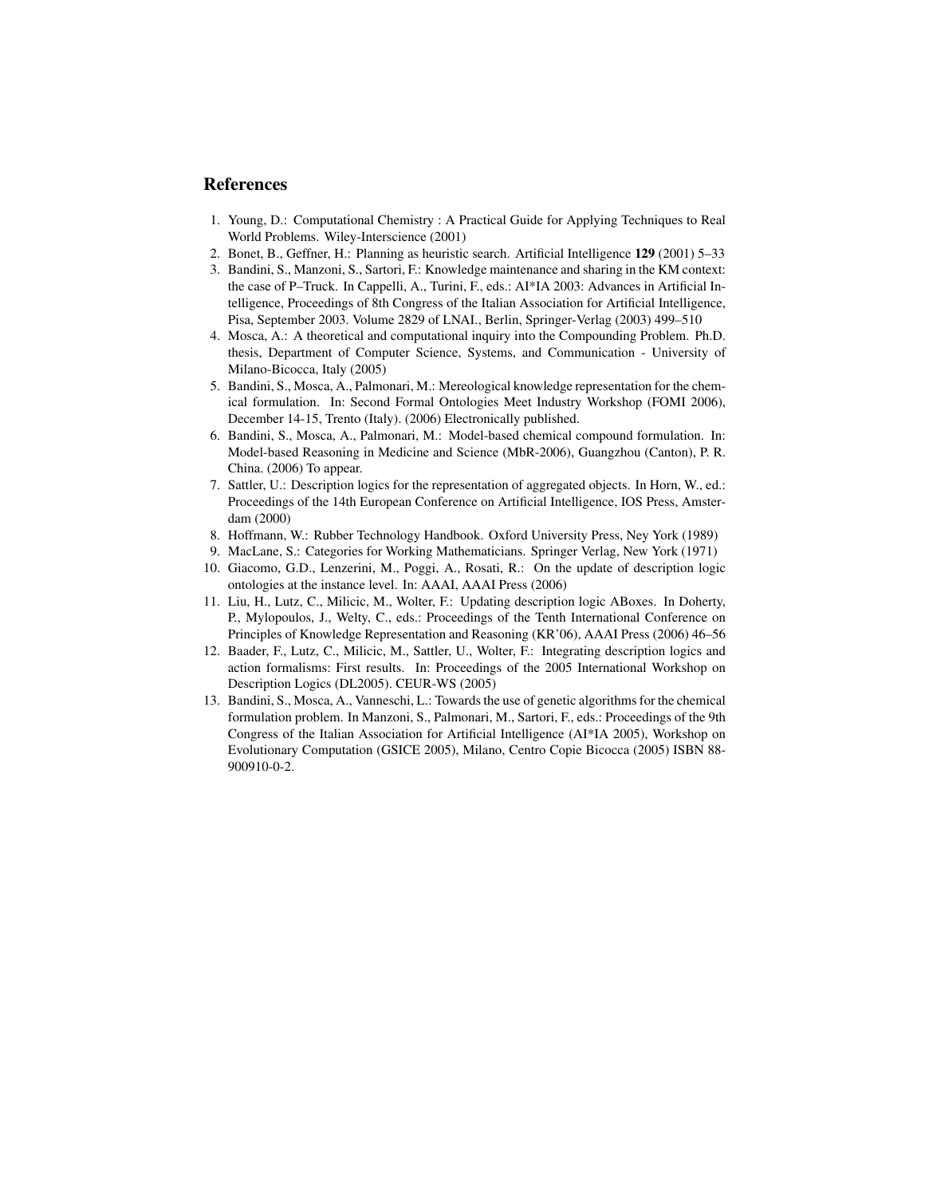## References

1. Young, D.: Computational Chemistry : A Practical Guide for Applying Techniques to Real World Problems. Wiley-Interscience (2001)
2. Bonet, B., Geffner, H.: Planning as heuristic search. Artificial Intelligence **129** (2001) 5–33
3. Bandini, S., Manzoni, S., Sartori, F.: Knowledge maintenance and sharing in the KM context: the case of P–Truck. In Cappelli, A., Turini, F., eds.: AI*IA 2003: Advances in Artificial Intelligence, Proceedings of 8th Congress of the Italian Association for Artificial Intelligence, Pisa, September 2003. Volume 2829 of LNAI., Berlin, Springer-Verlag (2003) 499–510
4. Mosca, A.: A theoretical and computational inquiry into the Compounding Problem. Ph.D. thesis, Department of Computer Science, Systems, and Communication - University of Milano-Bicocca, Italy (2005)
5. Bandini, S., Mosca, A., Palmonari, M.: Mereological knowledge representation for the chemical formulation. In: Second Formal Ontologies Meet Industry Workshop (FOMI 2006), December 14-15, Trento (Italy). (2006) Electronically published.
6. Bandini, S., Mosca, A., Palmonari, M.: Model-based chemical compound formulation. In: Model-based Reasoning in Medicine and Science (MbR-2006), Guangzhou (Canton), P. R. China. (2006) To appear.
7. Sattler, U.: Description logics for the representation of aggregated objects. In Horn, W., ed.: Proceedings of the 14th European Conference on Artificial Intelligence, IOS Press, Amsterdam (2000)
8. Hoffmann, W.: Rubber Technology Handbook. Oxford University Press, Ney York (1989)
9. MacLane, S.: Categories for Working Mathematicians. Springer Verlag, New York (1971)
10. Giacomo, G.D., Lenzerini, M., Poggi, A., Rosati, R.: On the update of description logic ontologies at the instance level. In: AAAI, AAAI Press (2006)
11. Liu, H., Lutz, C., Milicic, M., Wolter, F.: Updating description logic ABoxes. In Doherty, P., Mylopoulos, J., Welty, C., eds.: Proceedings of the Tenth International Conference on Principles of Knowledge Representation and Reasoning (KR'06), AAAI Press (2006) 46–56
12. Baader, F., Lutz, C., Milicic, M., Sattler, U., Wolter, F.: Integrating description logics and action formalisms: First results. In: Proceedings of the 2005 International Workshop on Description Logics (DL2005). CEUR-WS (2005)
13. Bandini, S., Mosca, A., Vanneschi, L.: Towards the use of genetic algorithms for the chemical formulation problem. In Manzoni, S., Palmonari, M., Sartori, F., eds.: Proceedings of the 9th Congress of the Italian Association for Artificial Intelligence (AI*IA 2005), Workshop on Evolutionary Computation (GSICE 2005), Milano, Centro Copie Bicocca (2005) ISBN 88-900910-0-2.